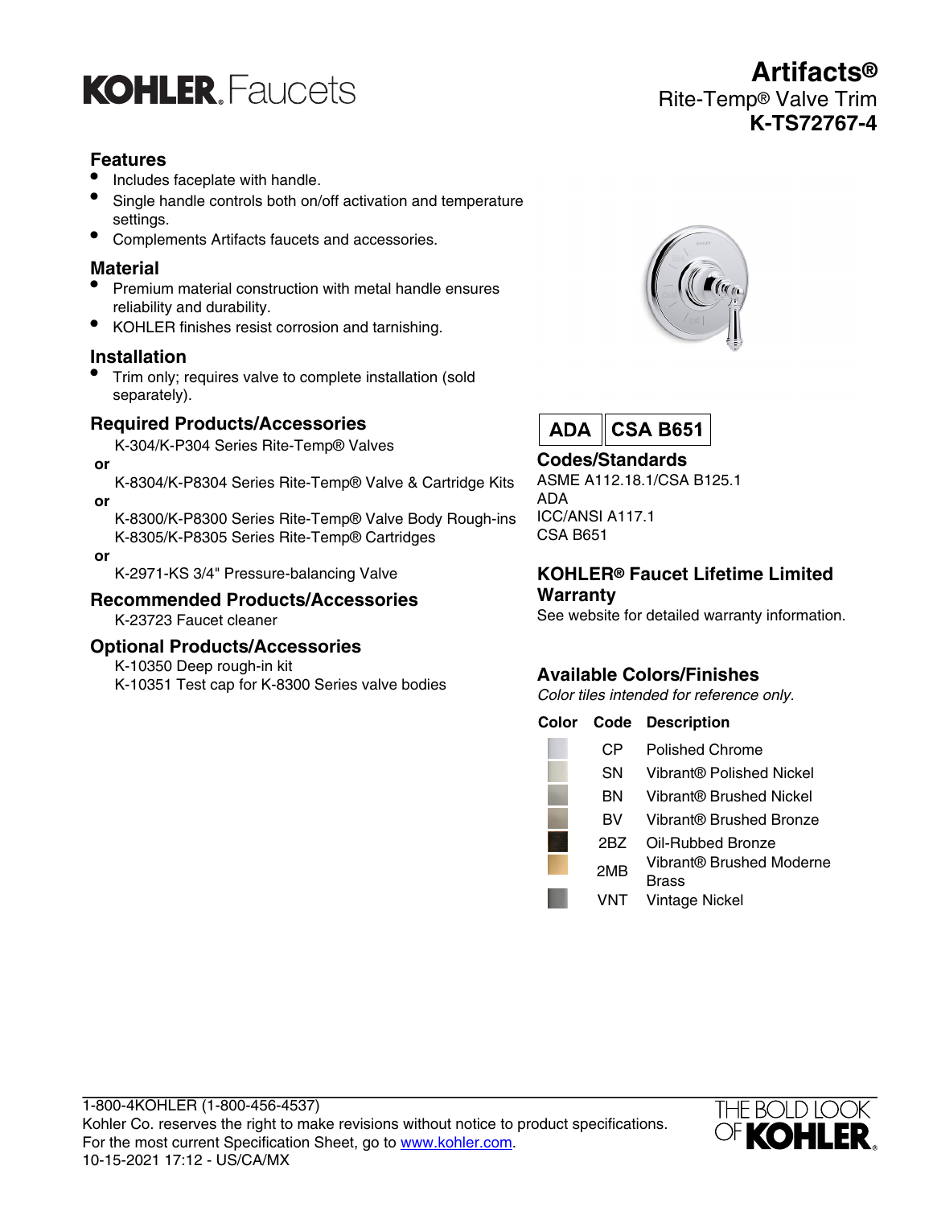KOHLER. Faucets

# Artifacts®

## Rite-Temp® Valve Trim

## K-TS72767-4

### Features

- Includes faceplate with handle.
- Single handle controls both on/off activation and temperature settings.
- Complements Artifacts faucets and accessories.

### Material

- Premium material construction with metal handle ensures reliability and durability.
- KOHLER finishes resist corrosion and tarnishing.

### Installation

- Trim only; requires valve to complete installation (sold separately).

### Required Products/Accessories

K-304/K-P304 Series Rite-Temp® Valves

**or**

K-8304/K-P8304 Series Rite-Temp® Valve & Cartridge Kits

**or**

K-8300/K-P8300 Series Rite-Temp® Valve Body Rough-ins
K-8305/K-P8305 Series Rite-Temp® Cartridges

**or**

K-2971-KS 3/4" Pressure-balancing Valve

### Recommended Products/Accessories

K-23723 Faucet cleaner

### Optional Products/Accessories

K-10350 Deep rough-in kit
K-10351 Test cap for K-8300 Series valve bodies

**ADA** | **CSA B651**

### Codes/Standards

ASME A112.18.1/CSA B125.1
ADA
ICC/ANSI A117.1
CSA B651

### KOHLER® Faucet Lifetime Limited Warranty

See website for detailed warranty information.

### Available Colors/Finishes

*Color tiles intended for reference only.*

| Color | Code | Description |
|---|---|---|
| | CP | Polished Chrome |
| | SN | Vibrant® Polished Nickel |
| | BN | Vibrant® Brushed Nickel |
| | BV | Vibrant® Brushed Bronze |
| | 2BZ | Oil-Rubbed Bronze |
| | 2MB | Vibrant® Brushed Moderne Brass |
| | VNT | Vintage Nickel |

1-800-4KOHLER (1-800-456-4537)
Kohler Co. reserves the right to make revisions without notice to product specifications.
For the most current Specification Sheet, go to www.kohler.com.
10-15-2021 17:12 - US/CA/MX

THE BOLD LOOK OF KOHLER.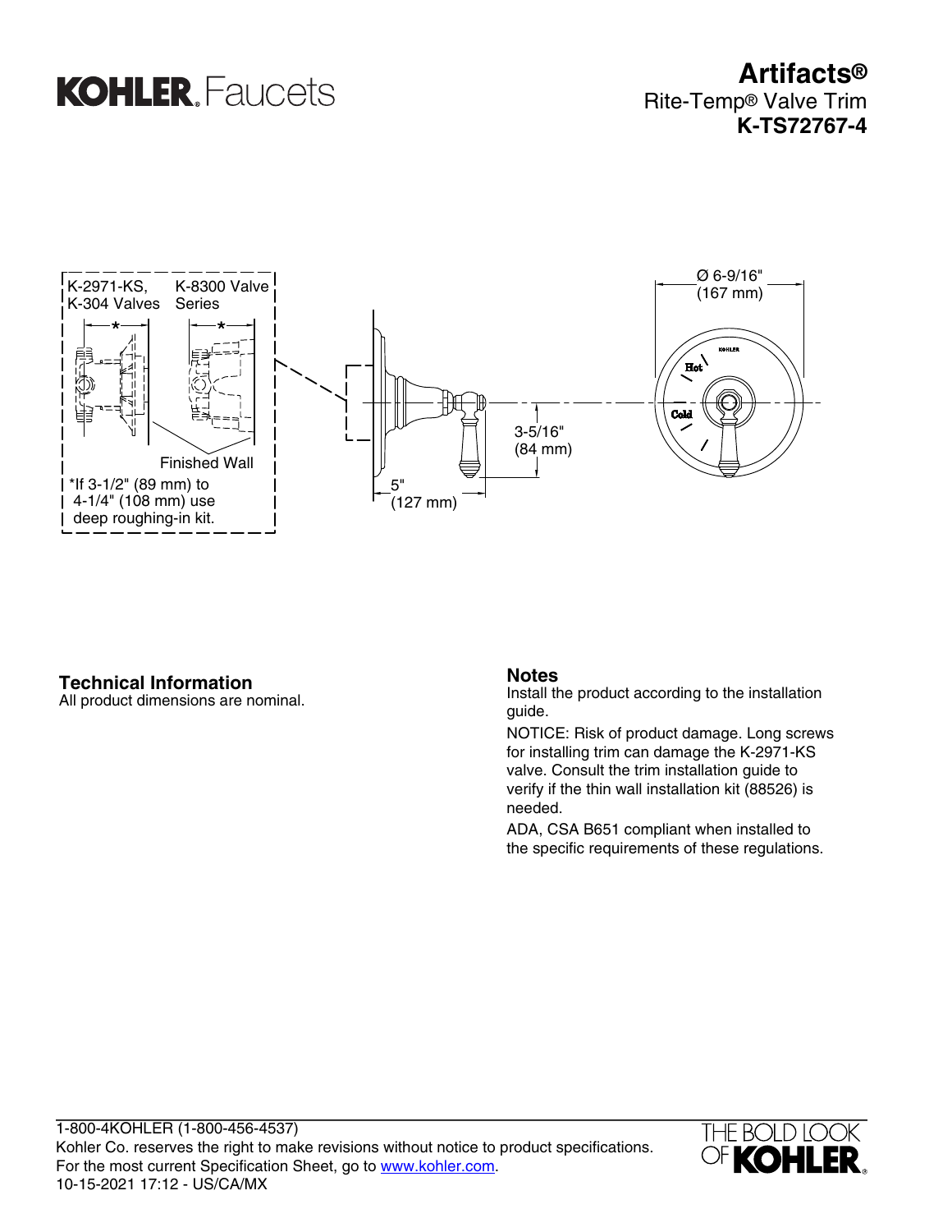# Artifacts®

Rite-Temp® Valve Trim

**K-TS72767-4**

K-2971-KS, K-304 Valves

K-8300 Valve Series

Finished Wall

*If 3-1/2" (89 mm) to 4-1/4" (108 mm) use deep roughing-in kit.

Ø 6-9/16" (167 mm)

3-5/16" (84 mm)

5" (127 mm)

Hot

Cold

## Technical Information

All product dimensions are nominal.

## Notes

Install the product according to the installation guide.

NOTICE: Risk of product damage. Long screws for installing trim can damage the K-2971-KS valve. Consult the trim installation guide to verify if the thin wall installation kit (88526) is needed.

ADA, CSA B651 compliant when installed to the specific requirements of these regulations.

1-800-4KOHLER (1-800-456-4537)

Kohler Co. reserves the right to make revisions without notice to product specifications.

For the most current Specification Sheet, go to www.kohler.com.

10-15-2021 17:12 - US/CA/MX